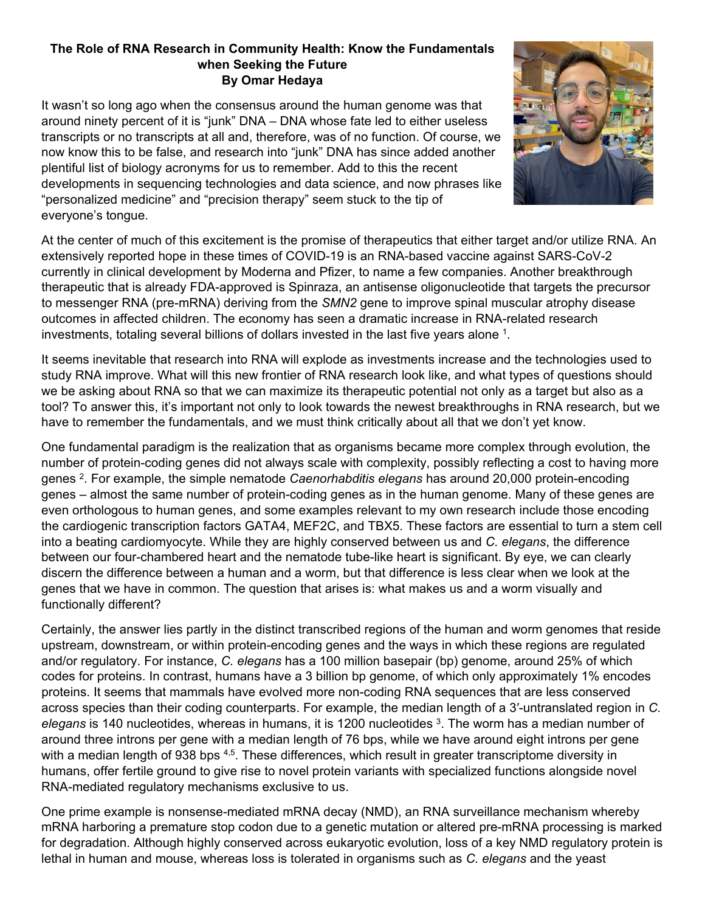# The Role of RNA Research in Community Health: Know the Fundamentals when Seeking the Future

**By Omar Hedaya**

It wasn't so long ago when the consensus around the human genome was that around ninety percent of it is "junk" DNA – DNA whose fate led to either useless transcripts or no transcripts at all and, therefore, was of no function. Of course, we now know this to be false, and research into "junk" DNA has since added another plentiful list of biology acronyms for us to remember. Add to this the recent developments in sequencing technologies and data science, and now phrases like "personalized medicine" and "precision therapy" seem stuck to the tip of everyone's tongue.

At the center of much of this excitement is the promise of therapeutics that either target and/or utilize RNA. An extensively reported hope in these times of COVID-19 is an RNA-based vaccine against SARS-CoV-2 currently in clinical development by Moderna and Pfizer, to name a few companies. Another breakthrough therapeutic that is already FDA-approved is Spinraza, an antisense oligonucleotide that targets the precursor to messenger RNA (pre-mRNA) deriving from the *SMN2* gene to improve spinal muscular atrophy disease outcomes in affected children. The economy has seen a dramatic increase in RNA-related research investments, totaling several billions of dollars invested in the last five years alone [1].

It seems inevitable that research into RNA will explode as investments increase and the technologies used to study RNA improve. What will this new frontier of RNA research look like, and what types of questions should we be asking about RNA so that we can maximize its therapeutic potential not only as a target but also as a tool? To answer this, it's important not only to look towards the newest breakthroughs in RNA research, but we have to remember the fundamentals, and we must think critically about all that we don't yet know.

One fundamental paradigm is the realization that as organisms became more complex through evolution, the number of protein-coding genes did not always scale with complexity, possibly reflecting a cost to having more genes [2]. For example, the simple nematode *Caenorhabditis elegans* has around 20,000 protein-encoding genes – almost the same number of protein-coding genes as in the human genome. Many of these genes are even orthologous to human genes, and some examples relevant to my own research include those encoding the cardiogenic transcription factors GATA4, MEF2C, and TBX5. These factors are essential to turn a stem cell into a beating cardiomyocyte. While they are highly conserved between us and *C. elegans*, the difference between our four-chambered heart and the nematode tube-like heart is significant. By eye, we can clearly discern the difference between a human and a worm, but that difference is less clear when we look at the genes that we have in common. The question that arises is: what makes us and a worm visually and functionally different?

Certainly, the answer lies partly in the distinct transcribed regions of the human and worm genomes that reside upstream, downstream, or within protein-encoding genes and the ways in which these regions are regulated and/or regulatory. For instance, *C. elegans* has a 100 million basepair (bp) genome, around 25% of which codes for proteins. In contrast, humans have a 3 billion bp genome, of which only approximately 1% encodes proteins. It seems that mammals have evolved more non-coding RNA sequences that are less conserved across species than their coding counterparts. For example, the median length of a 3′-untranslated region in *C. elegans* is 140 nucleotides, whereas in humans, it is 1200 nucleotides [3]. The worm has a median number of around three introns per gene with a median length of 76 bps, while we have around eight introns per gene with a median length of 938 bps [4,5]. These differences, which result in greater transcriptome diversity in humans, offer fertile ground to give rise to novel protein variants with specialized functions alongside novel RNA-mediated regulatory mechanisms exclusive to us.

One prime example is nonsense-mediated mRNA decay (NMD), an RNA surveillance mechanism whereby mRNA harboring a premature stop codon due to a genetic mutation or altered pre-mRNA processing is marked for degradation. Although highly conserved across eukaryotic evolution, loss of a key NMD regulatory protein is lethal in human and mouse, whereas loss is tolerated in organisms such as *C. elegans* and the yeast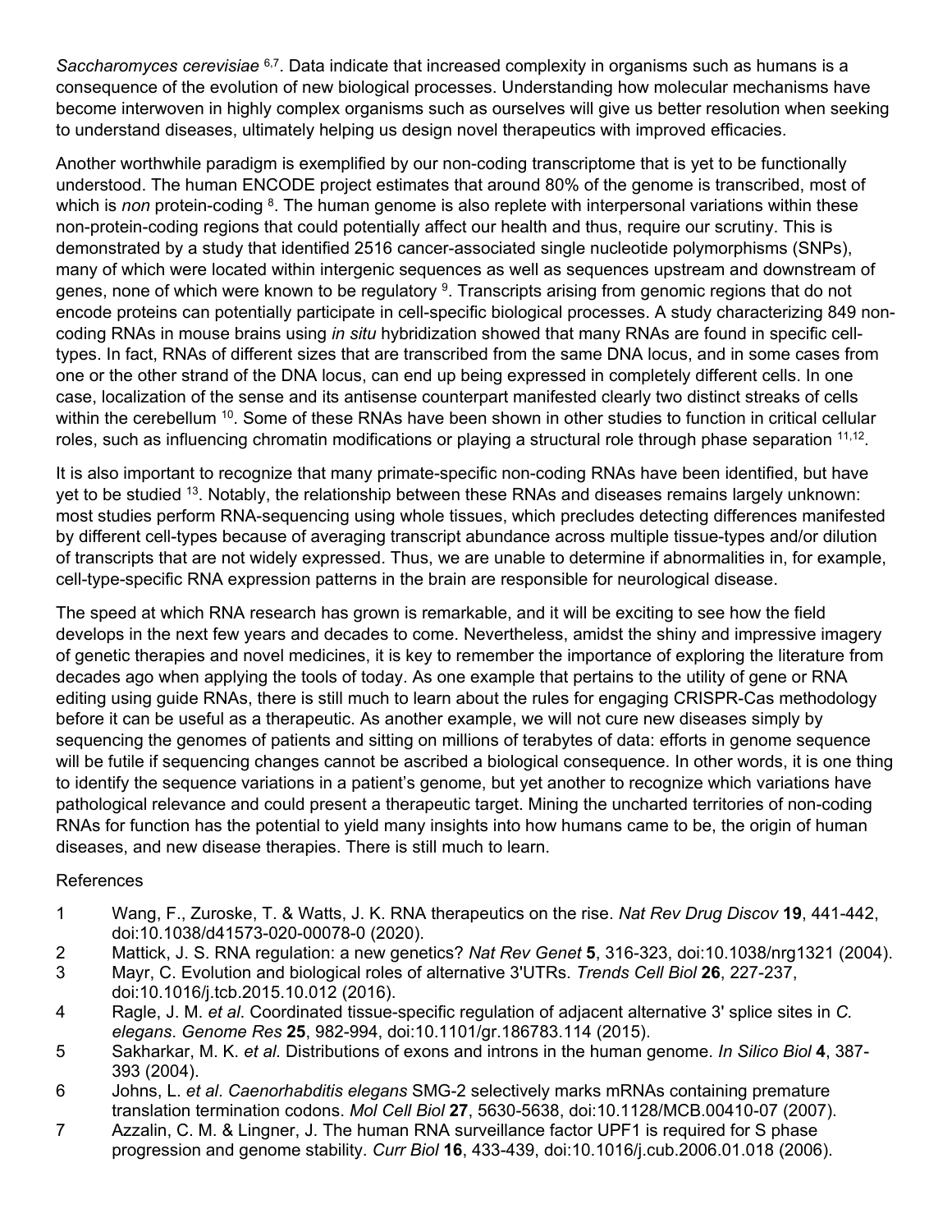*Saccharomyces cerevisiae* [6,7]. Data indicate that increased complexity in organisms such as humans is a consequence of the evolution of new biological processes. Understanding how molecular mechanisms have become interwoven in highly complex organisms such as ourselves will give us better resolution when seeking to understand diseases, ultimately helping us design novel therapeutics with improved efficacies.

Another worthwhile paradigm is exemplified by our non-coding transcriptome that is yet to be functionally understood. The human ENCODE project estimates that around 80% of the genome is transcribed, most of which is *non* protein-coding [8]. The human genome is also replete with interpersonal variations within these non-protein-coding regions that could potentially affect our health and thus, require our scrutiny. This is demonstrated by a study that identified 2516 cancer-associated single nucleotide polymorphisms (SNPs), many of which were located within intergenic sequences as well as sequences upstream and downstream of genes, none of which were known to be regulatory [9]. Transcripts arising from genomic regions that do not encode proteins can potentially participate in cell-specific biological processes. A study characterizing 849 non-coding RNAs in mouse brains using *in situ* hybridization showed that many RNAs are found in specific cell-types. In fact, RNAs of different sizes that are transcribed from the same DNA locus, and in some cases from one or the other strand of the DNA locus, can end up being expressed in completely different cells. In one case, localization of the sense and its antisense counterpart manifested clearly two distinct streaks of cells within the cerebellum [10]. Some of these RNAs have been shown in other studies to function in critical cellular roles, such as influencing chromatin modifications or playing a structural role through phase separation [11,12].

It is also important to recognize that many primate-specific non-coding RNAs have been identified, but have yet to be studied [13]. Notably, the relationship between these RNAs and diseases remains largely unknown: most studies perform RNA-sequencing using whole tissues, which precludes detecting differences manifested by different cell-types because of averaging transcript abundance across multiple tissue-types and/or dilution of transcripts that are not widely expressed. Thus, we are unable to determine if abnormalities in, for example, cell-type-specific RNA expression patterns in the brain are responsible for neurological disease.

The speed at which RNA research has grown is remarkable, and it will be exciting to see how the field develops in the next few years and decades to come. Nevertheless, amidst the shiny and impressive imagery of genetic therapies and novel medicines, it is key to remember the importance of exploring the literature from decades ago when applying the tools of today. As one example that pertains to the utility of gene or RNA editing using guide RNAs, there is still much to learn about the rules for engaging CRISPR-Cas methodology before it can be useful as a therapeutic. As another example, we will not cure new diseases simply by sequencing the genomes of patients and sitting on millions of terabytes of data: efforts in genome sequence will be futile if sequencing changes cannot be ascribed a biological consequence. In other words, it is one thing to identify the sequence variations in a patient's genome, but yet another to recognize which variations have pathological relevance and could present a therapeutic target. Mining the uncharted territories of non-coding RNAs for function has the potential to yield many insights into how humans came to be, the origin of human diseases, and new disease therapies. There is still much to learn.

References

1. Wang, F., Zuroske, T. & Watts, J. K. RNA therapeutics on the rise. *Nat Rev Drug Discov* **19**, 441-442, doi:10.1038/d41573-020-00078-0 (2020).
2. Mattick, J. S. RNA regulation: a new genetics? *Nat Rev Genet* **5**, 316-323, doi:10.1038/nrg1321 (2004).
3. Mayr, C. Evolution and biological roles of alternative 3'UTRs. *Trends Cell Biol* **26**, 227-237, doi:10.1016/j.tcb.2015.10.012 (2016).
4. Ragle, J. M. *et al*. Coordinated tissue-specific regulation of adjacent alternative 3' splice sites in *C. elegans*. *Genome Res* **25**, 982-994, doi:10.1101/gr.186783.114 (2015).
5. Sakharkar, M. K. *et al.* Distributions of exons and introns in the human genome. *In Silico Biol* **4**, 387-393 (2004).
6. Johns, L. *et al*. *Caenorhabditis elegans* SMG-2 selectively marks mRNAs containing premature translation termination codons. *Mol Cell Biol* **27**, 5630-5638, doi:10.1128/MCB.00410-07 (2007).
7. Azzalin, C. M. & Lingner, J. The human RNA surveillance factor UPF1 is required for S phase progression and genome stability. *Curr Biol* **16**, 433-439, doi:10.1016/j.cub.2006.01.018 (2006).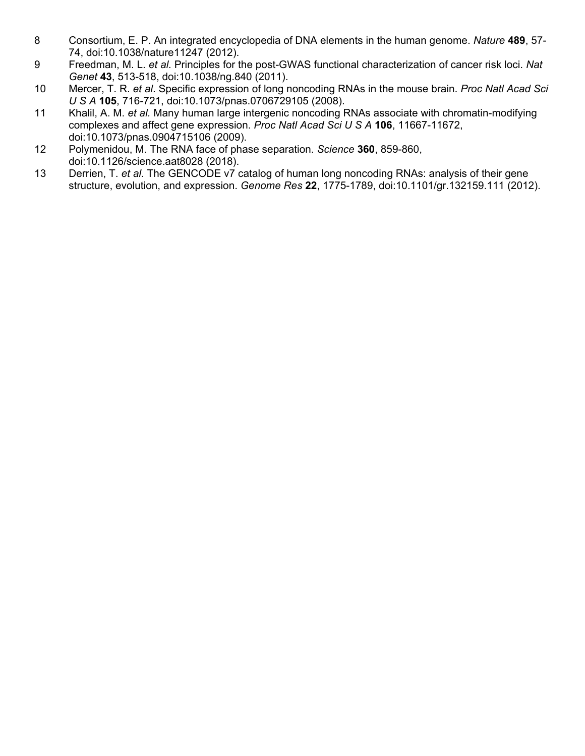8 Consortium, E. P. An integrated encyclopedia of DNA elements in the human genome. *Nature* **489**, 57-74, doi:10.1038/nature11247 (2012).

9 Freedman, M. L. *et al.* Principles for the post-GWAS functional characterization of cancer risk loci. *Nat Genet* **43**, 513-518, doi:10.1038/ng.840 (2011).

10 Mercer, T. R. *et al*. Specific expression of long noncoding RNAs in the mouse brain. *Proc Natl Acad Sci U S A* **105**, 716-721, doi:10.1073/pnas.0706729105 (2008).

11 Khalil, A. M. *et al.* Many human large intergenic noncoding RNAs associate with chromatin-modifying complexes and affect gene expression. *Proc Natl Acad Sci U S A* **106**, 11667-11672, doi:10.1073/pnas.0904715106 (2009).

12 Polymenidou, M. The RNA face of phase separation. *Science* **360**, 859-860, doi:10.1126/science.aat8028 (2018).

13 Derrien, T. *et al.* The GENCODE v7 catalog of human long noncoding RNAs: analysis of their gene structure, evolution, and expression. *Genome Res* **22**, 1775-1789, doi:10.1101/gr.132159.111 (2012).